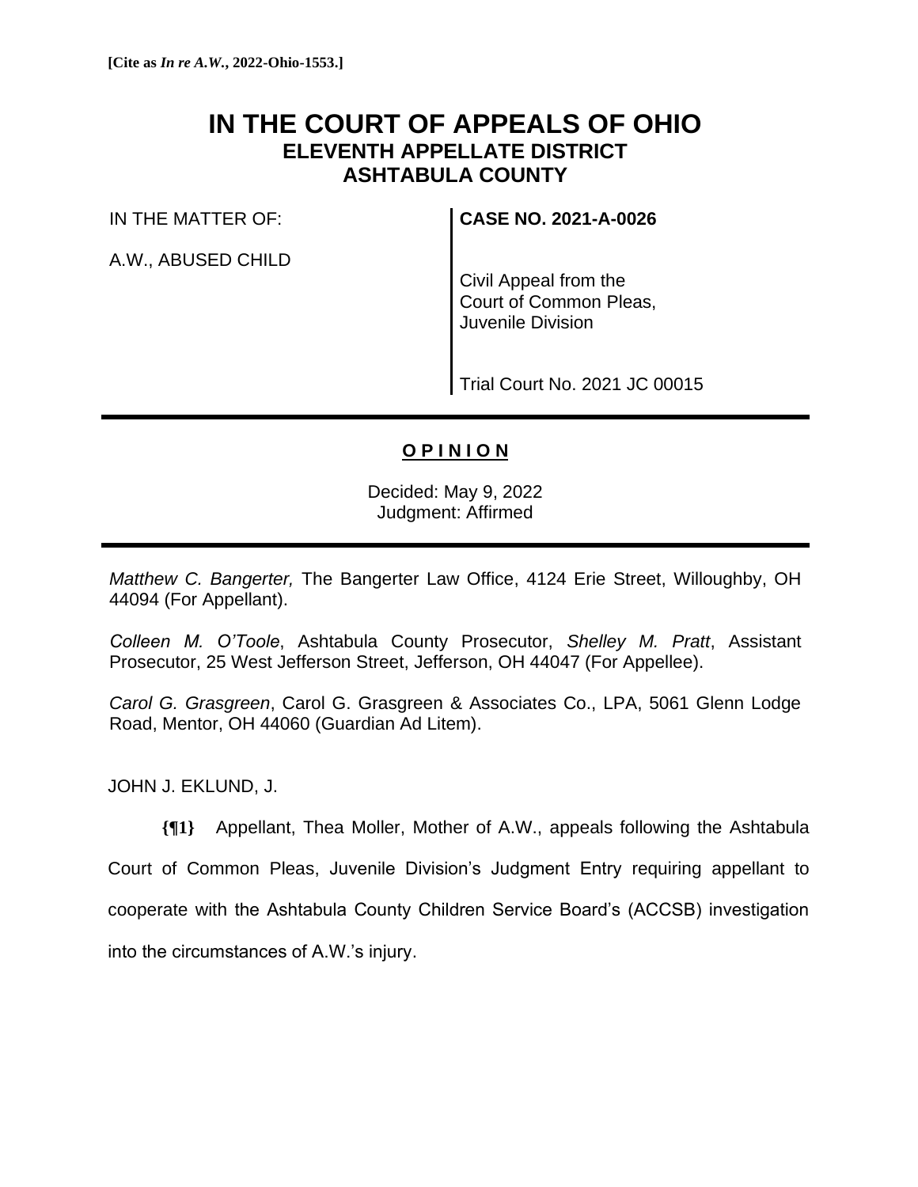**[Cite as *In re A.W.*, 2022-Ohio-1553.]**

# IN THE COURT OF APPEALS OF OHIO
## ELEVENTH APPELLATE DISTRICT
## ASHTABULA COUNTY

| | |
|---|---|
| IN THE MATTER OF: | **CASE NO. 2021-A-0026** |
| A.W., ABUSED CHILD | Civil Appeal from the Court of Common Pleas, Juvenile Division |
| | Trial Court No. 2021 JC 00015 |

## **O P I N I O N**

Decided: May 9, 2022
Judgment: Affirmed

*Matthew C. Bangerter,* The Bangerter Law Office, 4124 Erie Street, Willoughby, OH 44094 (For Appellant).

*Colleen M. O'Toole*, Ashtabula County Prosecutor, *Shelley M. Pratt*, Assistant Prosecutor, 25 West Jefferson Street, Jefferson, OH 44047 (For Appellee).

*Carol G. Grasgreen*, Carol G. Grasgreen & Associates Co., LPA, 5061 Glenn Lodge Road, Mentor, OH 44060 (Guardian Ad Litem).

JOHN J. EKLUND, J.

**{¶1}** Appellant, Thea Moller, Mother of A.W., appeals following the Ashtabula Court of Common Pleas, Juvenile Division's Judgment Entry requiring appellant to cooperate with the Ashtabula County Children Service Board's (ACCSB) investigation into the circumstances of A.W.'s injury.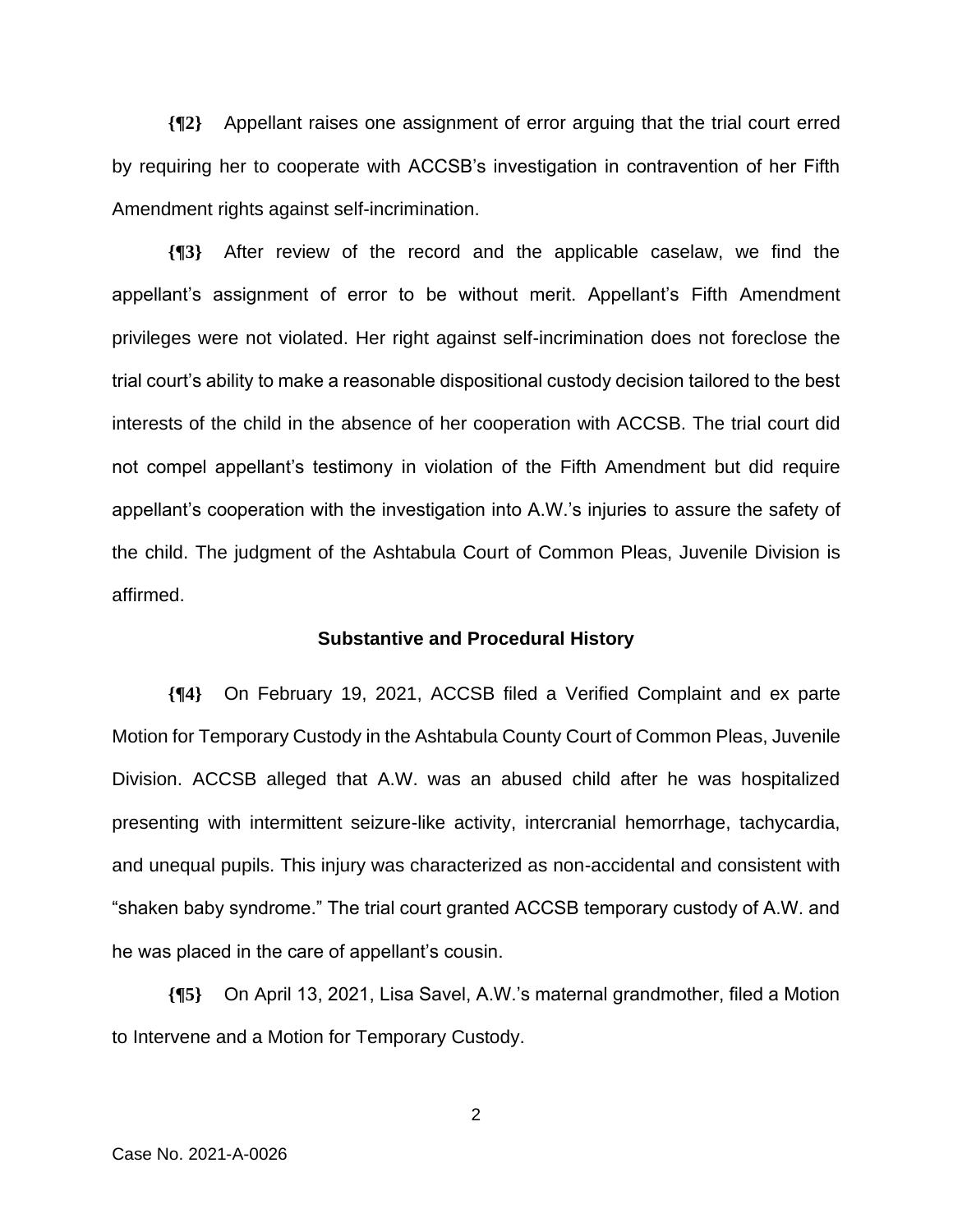**{¶2}** Appellant raises one assignment of error arguing that the trial court erred by requiring her to cooperate with ACCSB's investigation in contravention of her Fifth Amendment rights against self-incrimination.

**{¶3}** After review of the record and the applicable caselaw, we find the appellant's assignment of error to be without merit. Appellant's Fifth Amendment privileges were not violated. Her right against self-incrimination does not foreclose the trial court's ability to make a reasonable dispositional custody decision tailored to the best interests of the child in the absence of her cooperation with ACCSB. The trial court did not compel appellant's testimony in violation of the Fifth Amendment but did require appellant's cooperation with the investigation into A.W.'s injuries to assure the safety of the child. The judgment of the Ashtabula Court of Common Pleas, Juvenile Division is affirmed.

## Substantive and Procedural History

**{¶4}** On February 19, 2021, ACCSB filed a Verified Complaint and ex parte Motion for Temporary Custody in the Ashtabula County Court of Common Pleas, Juvenile Division. ACCSB alleged that A.W. was an abused child after he was hospitalized presenting with intermittent seizure-like activity, intercranial hemorrhage, tachycardia, and unequal pupils. This injury was characterized as non-accidental and consistent with "shaken baby syndrome." The trial court granted ACCSB temporary custody of A.W. and he was placed in the care of appellant's cousin.

**{¶5}** On April 13, 2021, Lisa Savel, A.W.'s maternal grandmother, filed a Motion to Intervene and a Motion for Temporary Custody.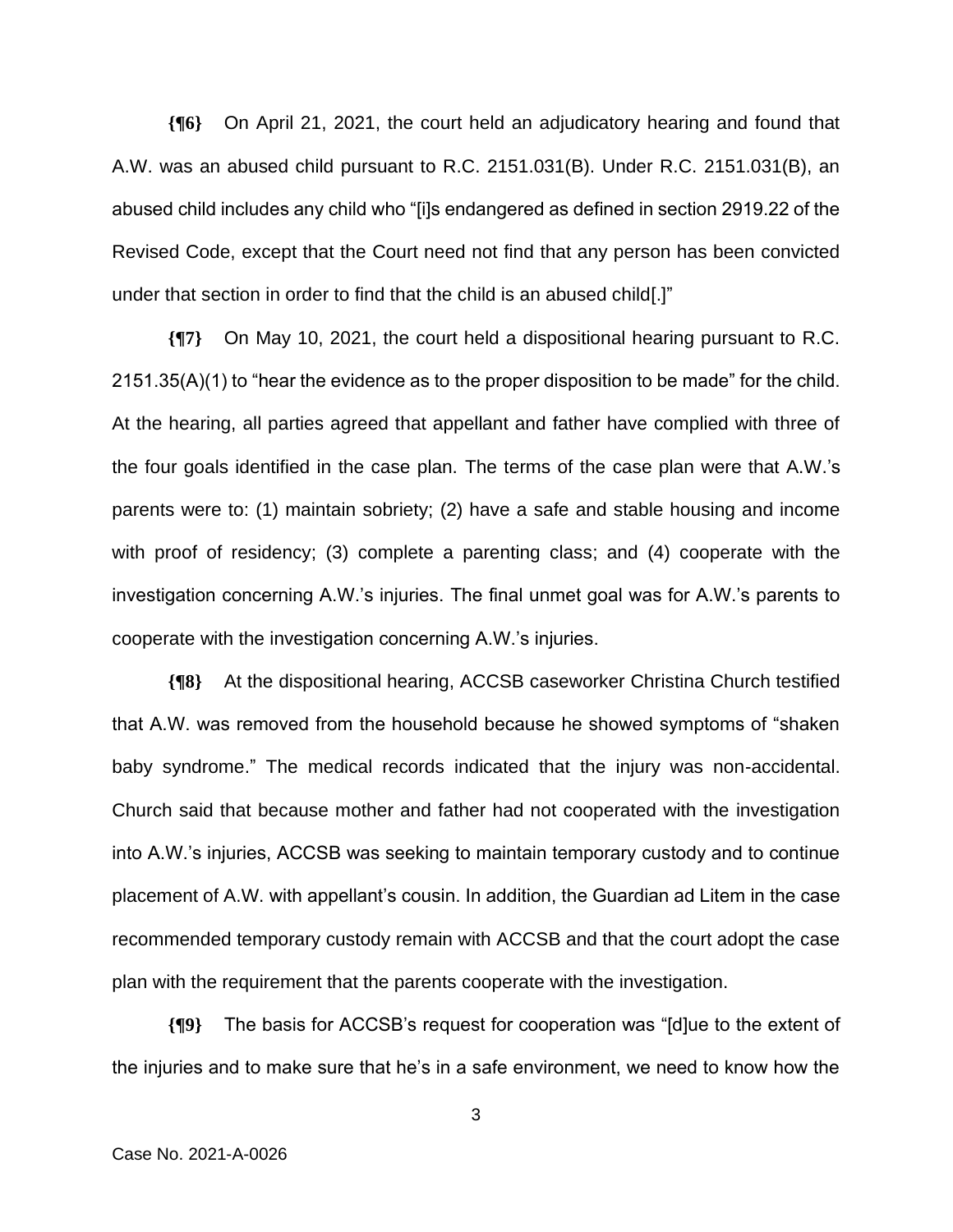**{¶6}** On April 21, 2021, the court held an adjudicatory hearing and found that A.W. was an abused child pursuant to R.C. 2151.031(B). Under R.C. 2151.031(B), an abused child includes any child who "[i]s endangered as defined in section 2919.22 of the Revised Code, except that the Court need not find that any person has been convicted under that section in order to find that the child is an abused child[.]"

**{¶7}** On May 10, 2021, the court held a dispositional hearing pursuant to R.C. 2151.35(A)(1) to "hear the evidence as to the proper disposition to be made" for the child. At the hearing, all parties agreed that appellant and father have complied with three of the four goals identified in the case plan. The terms of the case plan were that A.W.'s parents were to: (1) maintain sobriety; (2) have a safe and stable housing and income with proof of residency; (3) complete a parenting class; and (4) cooperate with the investigation concerning A.W.'s injuries. The final unmet goal was for A.W.'s parents to cooperate with the investigation concerning A.W.'s injuries.

**{¶8}** At the dispositional hearing, ACCSB caseworker Christina Church testified that A.W. was removed from the household because he showed symptoms of "shaken baby syndrome." The medical records indicated that the injury was non-accidental. Church said that because mother and father had not cooperated with the investigation into A.W.'s injuries, ACCSB was seeking to maintain temporary custody and to continue placement of A.W. with appellant's cousin. In addition, the Guardian ad Litem in the case recommended temporary custody remain with ACCSB and that the court adopt the case plan with the requirement that the parents cooperate with the investigation.

**{¶9}** The basis for ACCSB's request for cooperation was "[d]ue to the extent of the injuries and to make sure that he's in a safe environment, we need to know how the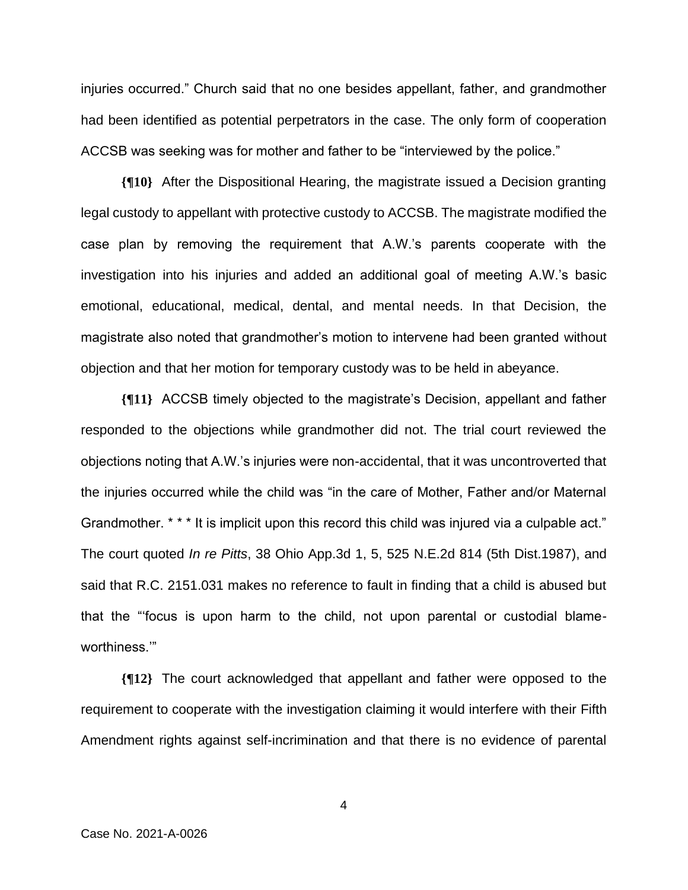injuries occurred." Church said that no one besides appellant, father, and grandmother had been identified as potential perpetrators in the case. The only form of cooperation ACCSB was seeking was for mother and father to be "interviewed by the police."

**{¶10}** After the Dispositional Hearing, the magistrate issued a Decision granting legal custody to appellant with protective custody to ACCSB. The magistrate modified the case plan by removing the requirement that A.W.'s parents cooperate with the investigation into his injuries and added an additional goal of meeting A.W.'s basic emotional, educational, medical, dental, and mental needs. In that Decision, the magistrate also noted that grandmother's motion to intervene had been granted without objection and that her motion for temporary custody was to be held in abeyance.

**{¶11}** ACCSB timely objected to the magistrate's Decision, appellant and father responded to the objections while grandmother did not. The trial court reviewed the objections noting that A.W.'s injuries were non-accidental, that it was uncontroverted that the injuries occurred while the child was "in the care of Mother, Father and/or Maternal Grandmother. * * * It is implicit upon this record this child was injured via a culpable act." The court quoted *In re Pitts*, 38 Ohio App.3d 1, 5, 525 N.E.2d 814 (5th Dist.1987), and said that R.C. 2151.031 makes no reference to fault in finding that a child is abused but that the "'focus is upon harm to the child, not upon parental or custodial blameworthiness.'"

**{¶12}** The court acknowledged that appellant and father were opposed to the requirement to cooperate with the investigation claiming it would interfere with their Fifth Amendment rights against self-incrimination and that there is no evidence of parental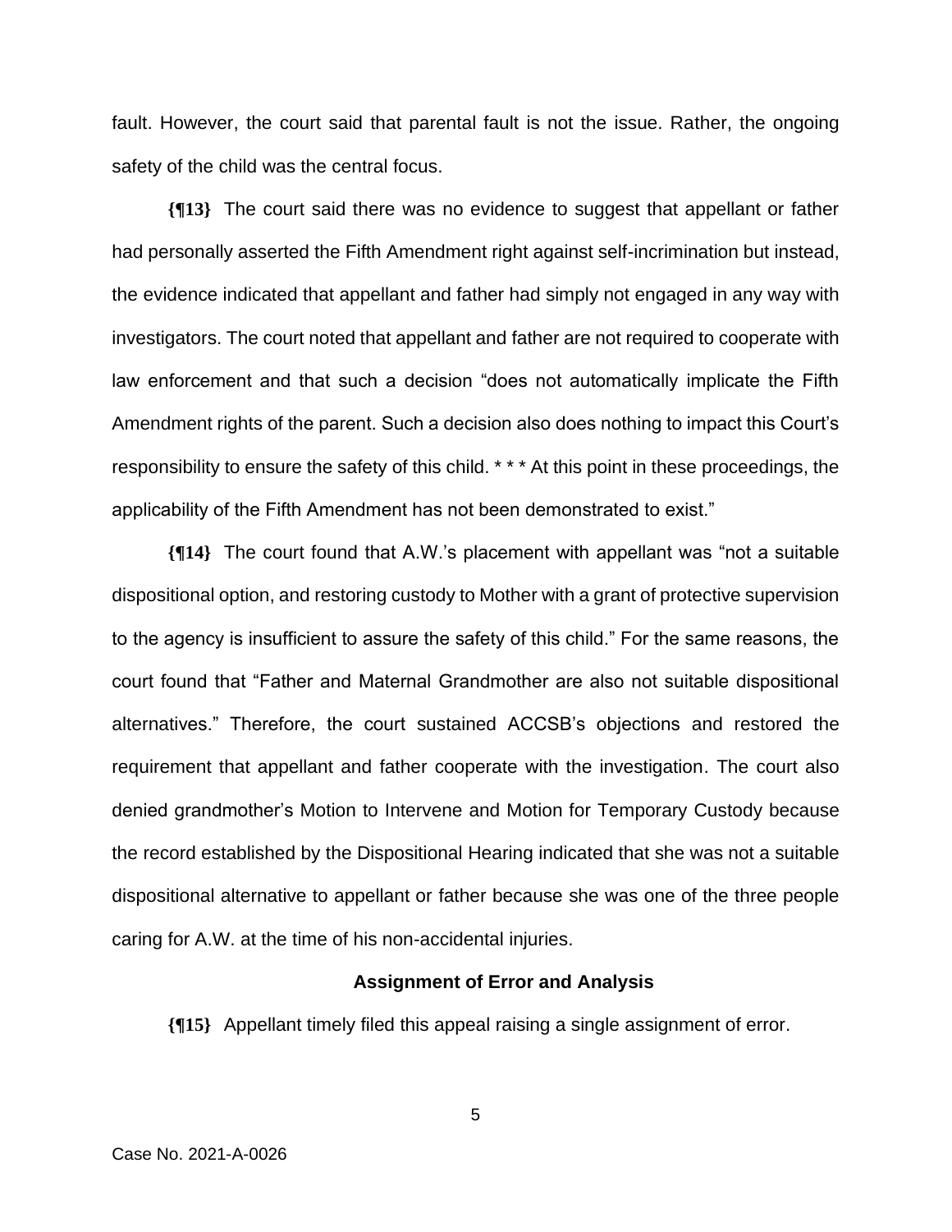fault. However, the court said that parental fault is not the issue. Rather, the ongoing safety of the child was the central focus.

**{¶13}** The court said there was no evidence to suggest that appellant or father had personally asserted the Fifth Amendment right against self-incrimination but instead, the evidence indicated that appellant and father had simply not engaged in any way with investigators. The court noted that appellant and father are not required to cooperate with law enforcement and that such a decision "does not automatically implicate the Fifth Amendment rights of the parent. Such a decision also does nothing to impact this Court's responsibility to ensure the safety of this child. * * * At this point in these proceedings, the applicability of the Fifth Amendment has not been demonstrated to exist."

**{¶14}** The court found that A.W.'s placement with appellant was "not a suitable dispositional option, and restoring custody to Mother with a grant of protective supervision to the agency is insufficient to assure the safety of this child." For the same reasons, the court found that "Father and Maternal Grandmother are also not suitable dispositional alternatives." Therefore, the court sustained ACCSB's objections and restored the requirement that appellant and father cooperate with the investigation. The court also denied grandmother's Motion to Intervene and Motion for Temporary Custody because the record established by the Dispositional Hearing indicated that she was not a suitable dispositional alternative to appellant or father because she was one of the three people caring for A.W. at the time of his non-accidental injuries.

### Assignment of Error and Analysis

**{¶15}** Appellant timely filed this appeal raising a single assignment of error.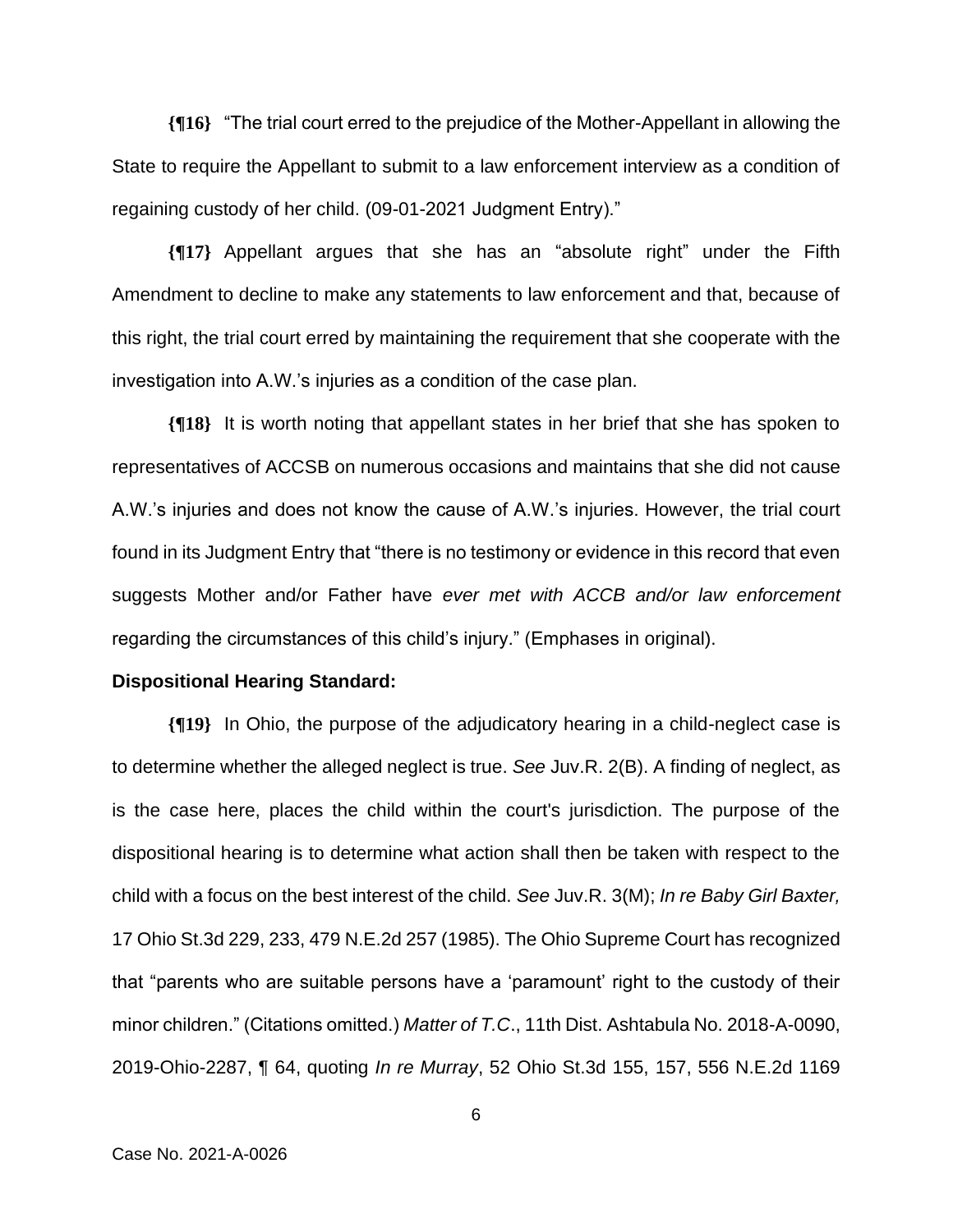**{¶16}** "The trial court erred to the prejudice of the Mother-Appellant in allowing the State to require the Appellant to submit to a law enforcement interview as a condition of regaining custody of her child. (09-01-2021 Judgment Entry)."

**{¶17}** Appellant argues that she has an "absolute right" under the Fifth Amendment to decline to make any statements to law enforcement and that, because of this right, the trial court erred by maintaining the requirement that she cooperate with the investigation into A.W.'s injuries as a condition of the case plan.

**{¶18}** It is worth noting that appellant states in her brief that she has spoken to representatives of ACCSB on numerous occasions and maintains that she did not cause A.W.'s injuries and does not know the cause of A.W.'s injuries. However, the trial court found in its Judgment Entry that "there is no testimony or evidence in this record that even suggests Mother and/or Father have *ever met with ACCB and/or law enforcement* regarding the circumstances of this child's injury." (Emphases in original).

**Dispositional Hearing Standard:**

**{¶19}** In Ohio, the purpose of the adjudicatory hearing in a child-neglect case is to determine whether the alleged neglect is true. *See* Juv.R. 2(B). A finding of neglect, as is the case here, places the child within the court's jurisdiction. The purpose of the dispositional hearing is to determine what action shall then be taken with respect to the child with a focus on the best interest of the child. *See* Juv.R. 3(M); *In re Baby Girl Baxter,* 17 Ohio St.3d 229, 233, 479 N.E.2d 257 (1985). The Ohio Supreme Court has recognized that "parents who are suitable persons have a 'paramount' right to the custody of their minor children." (Citations omitted.) *Matter of T.C*., 11th Dist. Ashtabula No. 2018-A-0090, 2019-Ohio-2287, ¶ 64, quoting *In re Murray*, 52 Ohio St.3d 155, 157, 556 N.E.2d 1169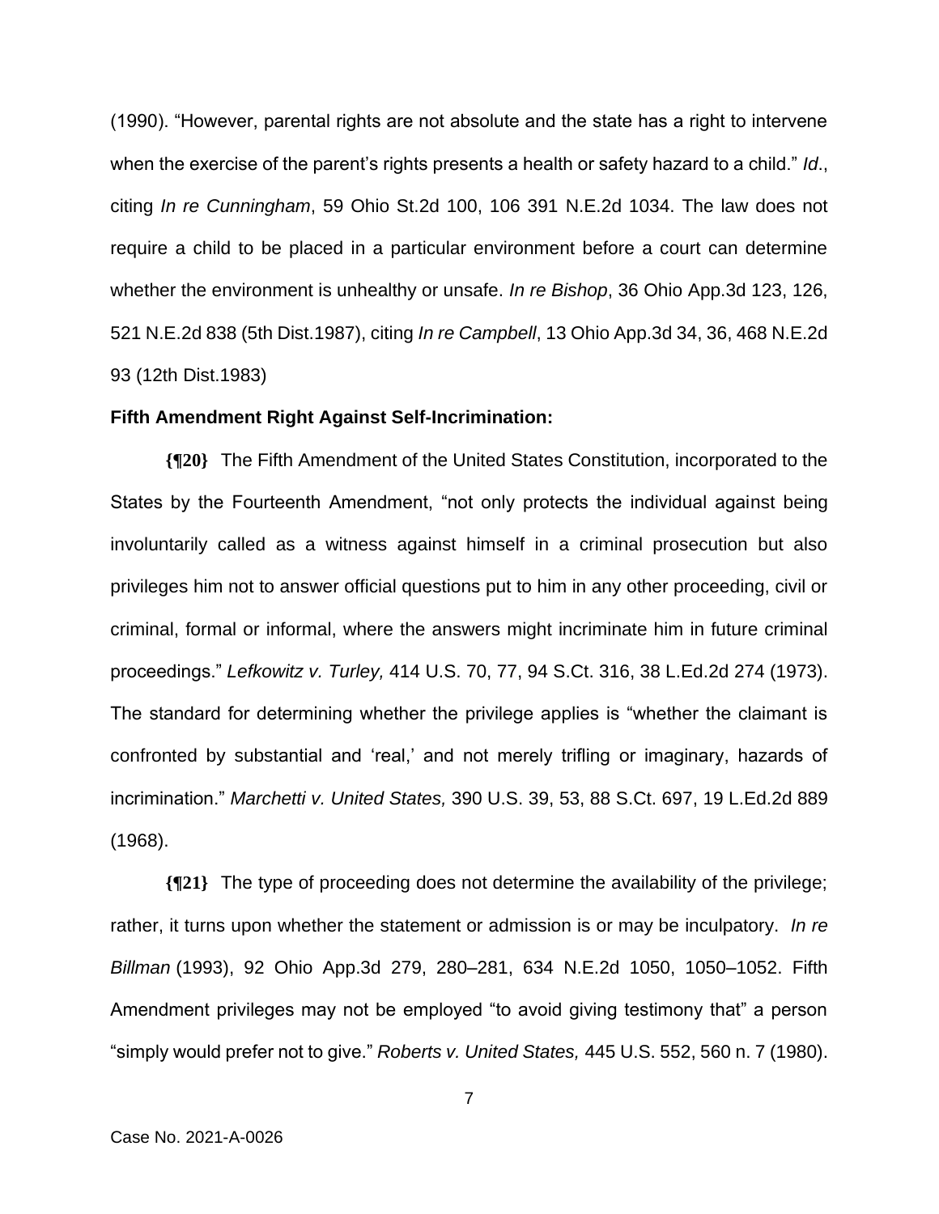(1990). "However, parental rights are not absolute and the state has a right to intervene when the exercise of the parent's rights presents a health or safety hazard to a child." *Id*., citing *In re Cunningham*, 59 Ohio St.2d 100, 106 391 N.E.2d 1034. The law does not require a child to be placed in a particular environment before a court can determine whether the environment is unhealthy or unsafe. *In re Bishop*, 36 Ohio App.3d 123, 126, 521 N.E.2d 838 (5th Dist.1987), citing *In re Campbell*, 13 Ohio App.3d 34, 36, 468 N.E.2d 93 (12th Dist.1983)

**Fifth Amendment Right Against Self-Incrimination:**

**{¶20}** The Fifth Amendment of the United States Constitution, incorporated to the States by the Fourteenth Amendment, "not only protects the individual against being involuntarily called as a witness against himself in a criminal prosecution but also privileges him not to answer official questions put to him in any other proceeding, civil or criminal, formal or informal, where the answers might incriminate him in future criminal proceedings." *Lefkowitz v. Turley,* 414 U.S. 70, 77, 94 S.Ct. 316, 38 L.Ed.2d 274 (1973). The standard for determining whether the privilege applies is "whether the claimant is confronted by substantial and 'real,' and not merely trifling or imaginary, hazards of incrimination." *Marchetti v. United States,* 390 U.S. 39, 53, 88 S.Ct. 697, 19 L.Ed.2d 889 (1968).

**{¶21}** The type of proceeding does not determine the availability of the privilege; rather, it turns upon whether the statement or admission is or may be inculpatory. *In re Billman* (1993), 92 Ohio App.3d 279, 280–281, 634 N.E.2d 1050, 1050–1052. Fifth Amendment privileges may not be employed "to avoid giving testimony that" a person "simply would prefer not to give." *Roberts v. United States,* 445 U.S. 552, 560 n. 7 (1980).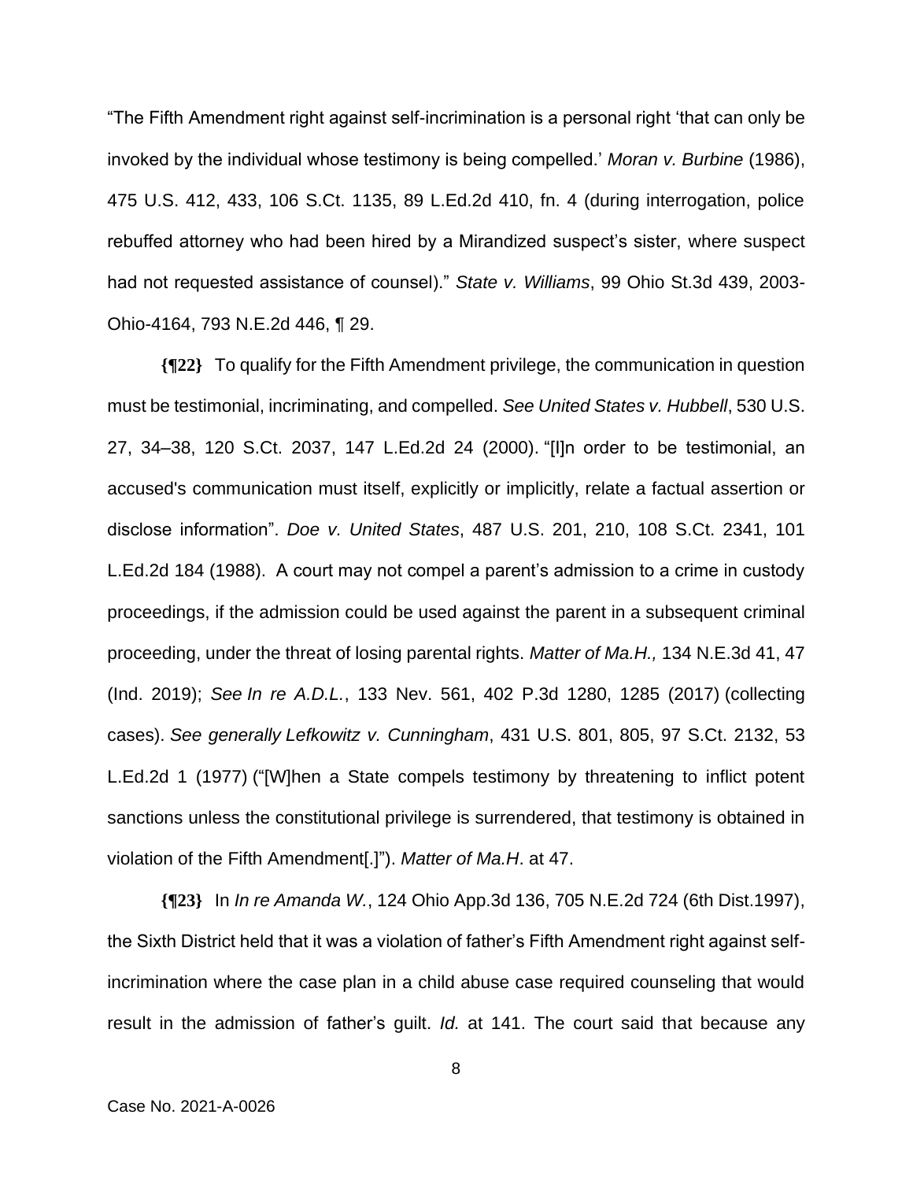"The Fifth Amendment right against self-incrimination is a personal right 'that can only be invoked by the individual whose testimony is being compelled.' *Moran v. Burbine* (1986), 475 U.S. 412, 433, 106 S.Ct. 1135, 89 L.Ed.2d 410, fn. 4 (during interrogation, police rebuffed attorney who had been hired by a Mirandized suspect's sister, where suspect had not requested assistance of counsel)." *State v. Williams*, 99 Ohio St.3d 439, 2003-Ohio-4164, 793 N.E.2d 446, ¶ 29.

**{¶22}** To qualify for the Fifth Amendment privilege, the communication in question must be testimonial, incriminating, and compelled. *See United States v. Hubbell*, 530 U.S. 27, 34–38, 120 S.Ct. 2037, 147 L.Ed.2d 24 (2000). "[I]n order to be testimonial, an accused's communication must itself, explicitly or implicitly, relate a factual assertion or disclose information". *Doe v. United States*, 487 U.S. 201, 210, 108 S.Ct. 2341, 101 L.Ed.2d 184 (1988). A court may not compel a parent's admission to a crime in custody proceedings, if the admission could be used against the parent in a subsequent criminal proceeding, under the threat of losing parental rights. *Matter of Ma.H.,* 134 N.E.3d 41, 47 (Ind. 2019); *See In re A.D.L.*, 133 Nev. 561, 402 P.3d 1280, 1285 (2017) (collecting cases). *See generally Lefkowitz v. Cunningham*, 431 U.S. 801, 805, 97 S.Ct. 2132, 53 L.Ed.2d 1 (1977) ("[W]hen a State compels testimony by threatening to inflict potent sanctions unless the constitutional privilege is surrendered, that testimony is obtained in violation of the Fifth Amendment[.]"). *Matter of Ma.H*. at 47.

**{¶23}** In *In re Amanda W.*, 124 Ohio App.3d 136, 705 N.E.2d 724 (6th Dist.1997), the Sixth District held that it was a violation of father's Fifth Amendment right against self-incrimination where the case plan in a child abuse case required counseling that would result in the admission of father's guilt. *Id.* at 141. The court said that because any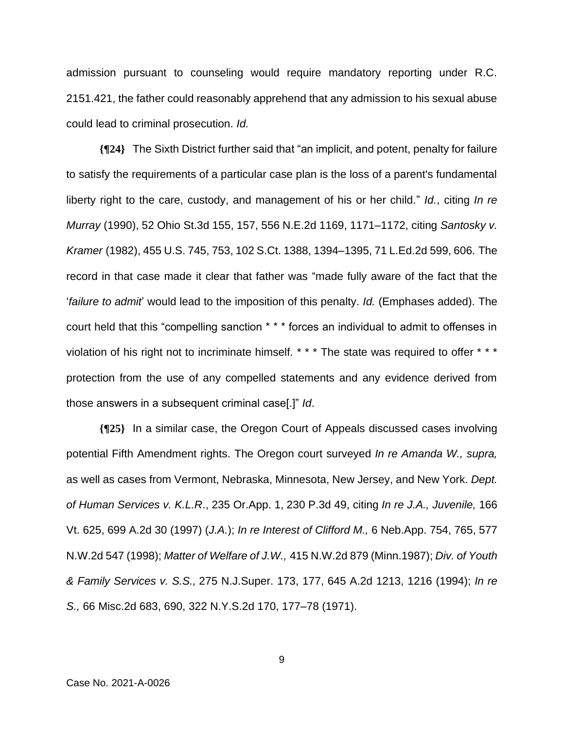admission pursuant to counseling would require mandatory reporting under R.C. 2151.421, the father could reasonably apprehend that any admission to his sexual abuse could lead to criminal prosecution. *Id.*

**{¶24}** The Sixth District further said that "an implicit, and potent, penalty for failure to satisfy the requirements of a particular case plan is the loss of a parent's fundamental liberty right to the care, custody, and management of his or her child." *Id.*, citing *In re Murray* (1990), 52 Ohio St.3d 155, 157, 556 N.E.2d 1169, 1171–1172, citing *Santosky v. Kramer* (1982), 455 U.S. 745, 753, 102 S.Ct. 1388, 1394–1395, 71 L.Ed.2d 599, 606. The record in that case made it clear that father was "made fully aware of the fact that the '*failure to admit*' would lead to the imposition of this penalty. *Id.* (Emphases added). The court held that this "compelling sanction * * * forces an individual to admit to offenses in violation of his right not to incriminate himself. * * * The state was required to offer * * * protection from the use of any compelled statements and any evidence derived from those answers in a subsequent criminal case[.]" *Id*.

**{¶25}** In a similar case, the Oregon Court of Appeals discussed cases involving potential Fifth Amendment rights. The Oregon court surveyed *In re Amanda W., supra,* as well as cases from Vermont, Nebraska, Minnesota, New Jersey, and New York. *Dept. of Human Services v. K.L.R*., 235 Or.App. 1, 230 P.3d 49, citing *In re J.A., Juvenile,* 166 Vt. 625, 699 A.2d 30 (1997) (*J.A.*); *In re Interest of Clifford M.,* 6 Neb.App. 754, 765, 577 N.W.2d 547 (1998); *Matter of Welfare of J.W.,* 415 N.W.2d 879 (Minn.1987); *Div. of Youth & Family Services v. S.S.,* 275 N.J.Super. 173, 177, 645 A.2d 1213, 1216 (1994); *In re S.,* 66 Misc.2d 683, 690, 322 N.Y.S.2d 170, 177–78 (1971).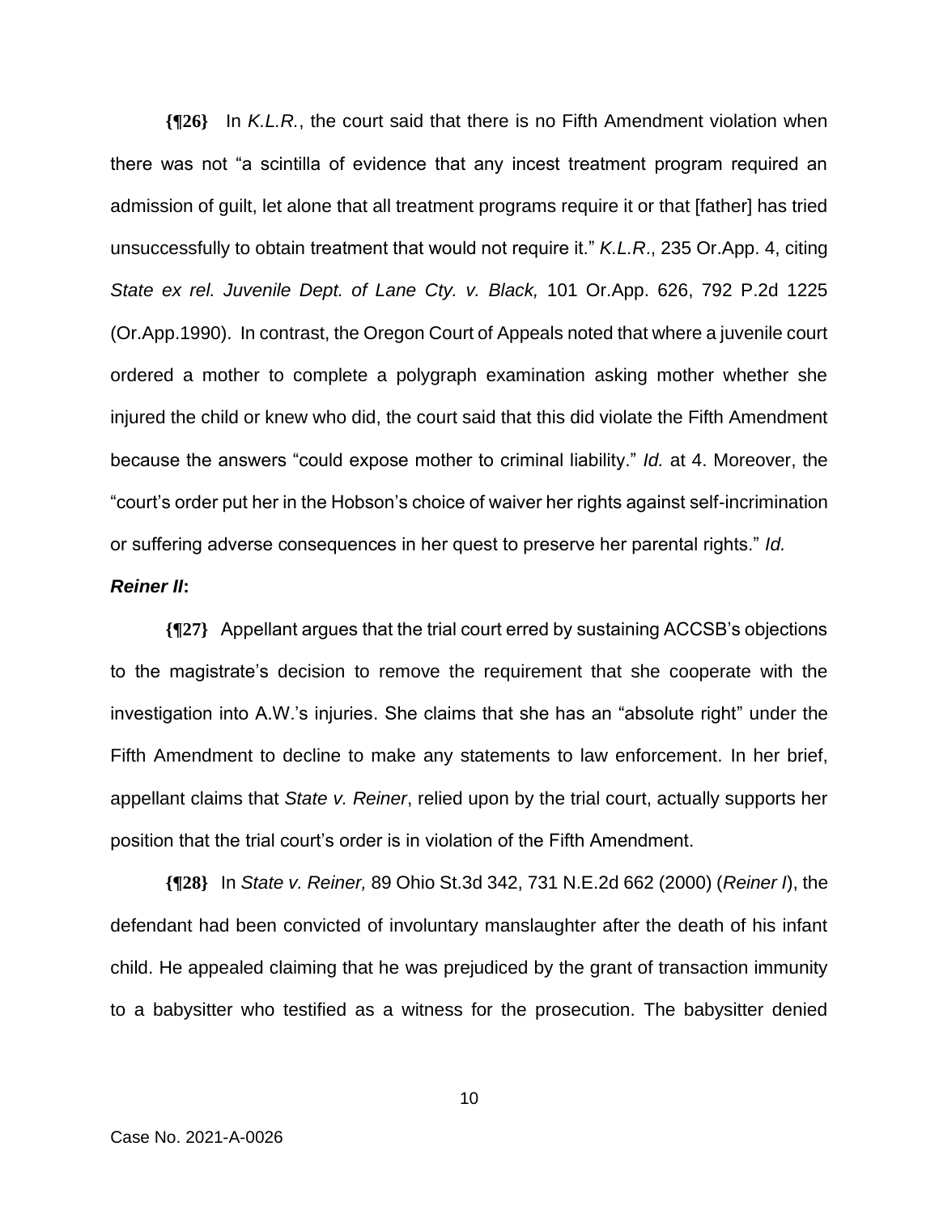**{¶26}** In *K.L.R.*, the court said that there is no Fifth Amendment violation when there was not "a scintilla of evidence that any incest treatment program required an admission of guilt, let alone that all treatment programs require it or that [father] has tried unsuccessfully to obtain treatment that would not require it." *K.L.R*., 235 Or.App. 4, citing *State ex rel. Juvenile Dept. of Lane Cty. v. Black,* 101 Or.App. 626, 792 P.2d 1225 (Or.App.1990). In contrast, the Oregon Court of Appeals noted that where a juvenile court ordered a mother to complete a polygraph examination asking mother whether she injured the child or knew who did, the court said that this did violate the Fifth Amendment because the answers "could expose mother to criminal liability." *Id.* at 4. Moreover, the "court's order put her in the Hobson's choice of waiver her rights against self-incrimination or suffering adverse consequences in her quest to preserve her parental rights." *Id.*

***Reiner II*:**

**{¶27}** Appellant argues that the trial court erred by sustaining ACCSB's objections to the magistrate's decision to remove the requirement that she cooperate with the investigation into A.W.'s injuries. She claims that she has an "absolute right" under the Fifth Amendment to decline to make any statements to law enforcement. In her brief, appellant claims that *State v. Reiner*, relied upon by the trial court, actually supports her position that the trial court's order is in violation of the Fifth Amendment.

**{¶28}** In *State v. Reiner,* 89 Ohio St.3d 342, 731 N.E.2d 662 (2000) (*Reiner I*), the defendant had been convicted of involuntary manslaughter after the death of his infant child. He appealed claiming that he was prejudiced by the grant of transaction immunity to a babysitter who testified as a witness for the prosecution. The babysitter denied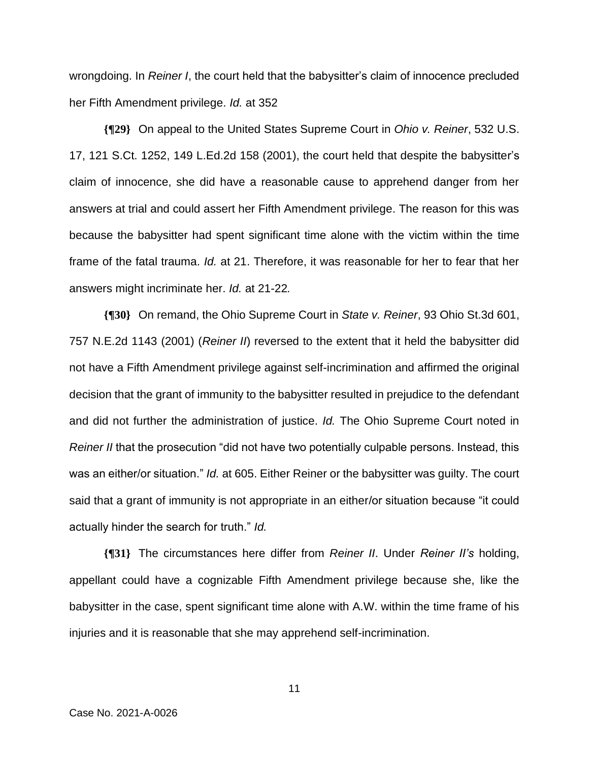wrongdoing. In *Reiner I*, the court held that the babysitter's claim of innocence precluded her Fifth Amendment privilege. *Id.* at 352

**{¶29}** On appeal to the United States Supreme Court in *Ohio v. Reiner*, 532 U.S. 17, 121 S.Ct. 1252, 149 L.Ed.2d 158 (2001), the court held that despite the babysitter's claim of innocence, she did have a reasonable cause to apprehend danger from her answers at trial and could assert her Fifth Amendment privilege. The reason for this was because the babysitter had spent significant time alone with the victim within the time frame of the fatal trauma. *Id.* at 21. Therefore, it was reasonable for her to fear that her answers might incriminate her. *Id.* at 21-22*.*

**{¶30}** On remand, the Ohio Supreme Court in *State v. Reiner*, 93 Ohio St.3d 601, 757 N.E.2d 1143 (2001) (*Reiner II*) reversed to the extent that it held the babysitter did not have a Fifth Amendment privilege against self-incrimination and affirmed the original decision that the grant of immunity to the babysitter resulted in prejudice to the defendant and did not further the administration of justice. *Id.* The Ohio Supreme Court noted in *Reiner II* that the prosecution "did not have two potentially culpable persons. Instead, this was an either/or situation." *Id.* at 605. Either Reiner or the babysitter was guilty. The court said that a grant of immunity is not appropriate in an either/or situation because "it could actually hinder the search for truth." *Id.*

**{¶31}** The circumstances here differ from *Reiner II*. Under *Reiner II's* holding, appellant could have a cognizable Fifth Amendment privilege because she, like the babysitter in the case, spent significant time alone with A.W. within the time frame of his injuries and it is reasonable that she may apprehend self-incrimination.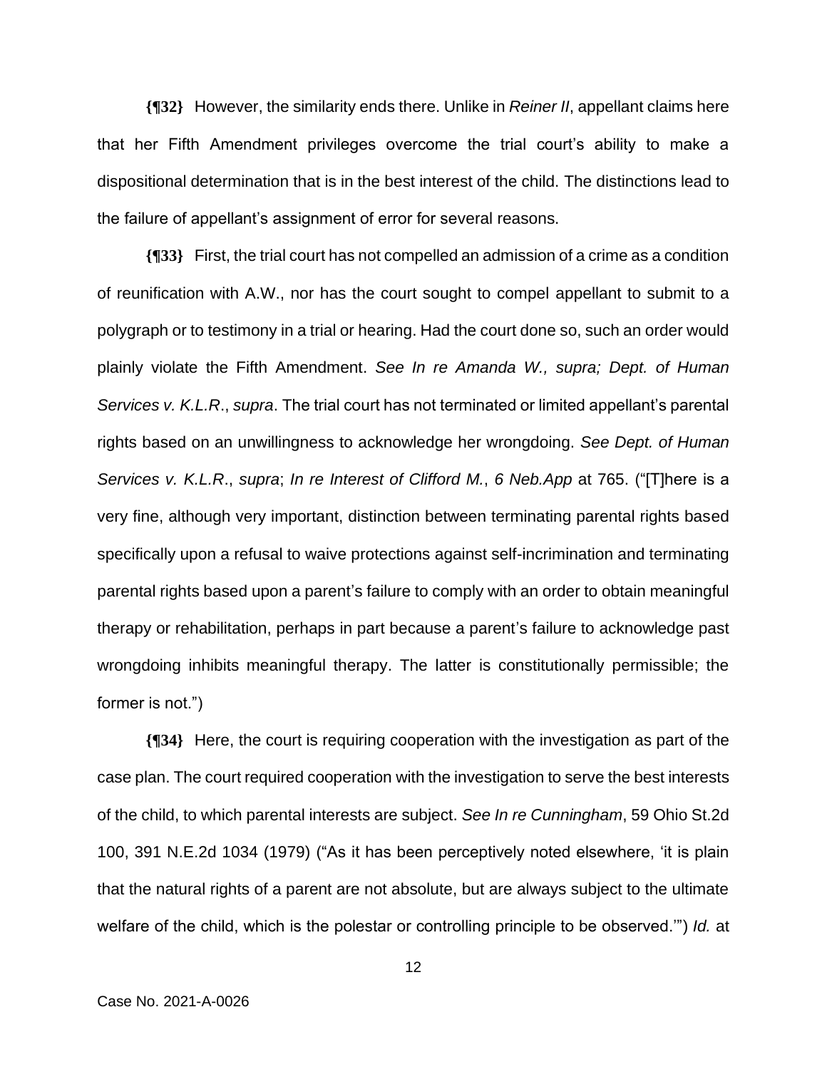**{¶32}** However, the similarity ends there. Unlike in *Reiner II*, appellant claims here that her Fifth Amendment privileges overcome the trial court's ability to make a dispositional determination that is in the best interest of the child. The distinctions lead to the failure of appellant's assignment of error for several reasons.

**{¶33}** First, the trial court has not compelled an admission of a crime as a condition of reunification with A.W., nor has the court sought to compel appellant to submit to a polygraph or to testimony in a trial or hearing. Had the court done so, such an order would plainly violate the Fifth Amendment. *See In re Amanda W., supra; Dept. of Human Services v. K.L.R*., *supra*. The trial court has not terminated or limited appellant's parental rights based on an unwillingness to acknowledge her wrongdoing. *See Dept. of Human Services v. K.L.R*., *supra*; *In re Interest of Clifford M.*, *6 Neb.App* at 765. ("[T]here is a very fine, although very important, distinction between terminating parental rights based specifically upon a refusal to waive protections against self-incrimination and terminating parental rights based upon a parent's failure to comply with an order to obtain meaningful therapy or rehabilitation, perhaps in part because a parent's failure to acknowledge past wrongdoing inhibits meaningful therapy. The latter is constitutionally permissible; the former is not.")

**{¶34}** Here, the court is requiring cooperation with the investigation as part of the case plan. The court required cooperation with the investigation to serve the best interests of the child, to which parental interests are subject. *See In re Cunningham*, 59 Ohio St.2d 100, 391 N.E.2d 1034 (1979) ("As it has been perceptively noted elsewhere, 'it is plain that the natural rights of a parent are not absolute, but are always subject to the ultimate welfare of the child, which is the polestar or controlling principle to be observed.'") *Id.* at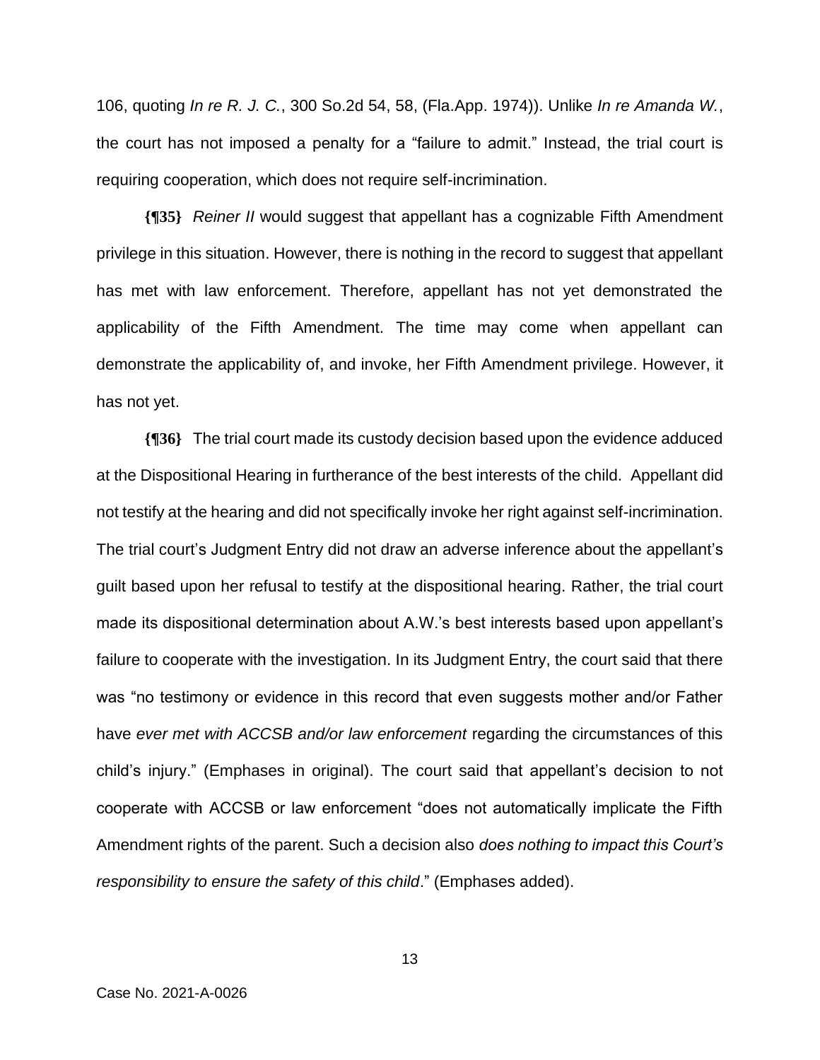106, quoting *In re R. J. C.*, 300 So.2d 54, 58, (Fla.App. 1974)). Unlike *In re Amanda W.*, the court has not imposed a penalty for a "failure to admit." Instead, the trial court is requiring cooperation, which does not require self-incrimination.

**{¶35}** *Reiner II* would suggest that appellant has a cognizable Fifth Amendment privilege in this situation. However, there is nothing in the record to suggest that appellant has met with law enforcement. Therefore, appellant has not yet demonstrated the applicability of the Fifth Amendment. The time may come when appellant can demonstrate the applicability of, and invoke, her Fifth Amendment privilege. However, it has not yet.

**{¶36}** The trial court made its custody decision based upon the evidence adduced at the Dispositional Hearing in furtherance of the best interests of the child. Appellant did not testify at the hearing and did not specifically invoke her right against self-incrimination. The trial court's Judgment Entry did not draw an adverse inference about the appellant's guilt based upon her refusal to testify at the dispositional hearing. Rather, the trial court made its dispositional determination about A.W.'s best interests based upon appellant's failure to cooperate with the investigation. In its Judgment Entry, the court said that there was "no testimony or evidence in this record that even suggests mother and/or Father have *ever met with ACCSB and/or law enforcement* regarding the circumstances of this child's injury." (Emphases in original). The court said that appellant's decision to not cooperate with ACCSB or law enforcement "does not automatically implicate the Fifth Amendment rights of the parent. Such a decision also *does nothing to impact this Court's responsibility to ensure the safety of this child*." (Emphases added).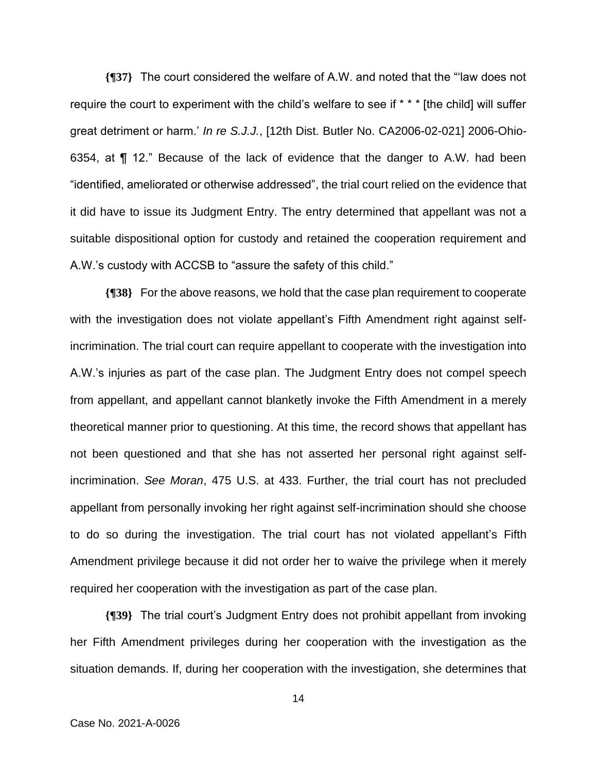**{¶37}** The court considered the welfare of A.W. and noted that the "'law does not require the court to experiment with the child's welfare to see if * * * [the child] will suffer great detriment or harm.' *In re S.J.J.*, [12th Dist. Butler No. CA2006-02-021] 2006-Ohio-6354, at ¶ 12." Because of the lack of evidence that the danger to A.W. had been "identified, ameliorated or otherwise addressed", the trial court relied on the evidence that it did have to issue its Judgment Entry. The entry determined that appellant was not a suitable dispositional option for custody and retained the cooperation requirement and A.W.'s custody with ACCSB to "assure the safety of this child."

**{¶38}** For the above reasons, we hold that the case plan requirement to cooperate with the investigation does not violate appellant's Fifth Amendment right against self-incrimination. The trial court can require appellant to cooperate with the investigation into A.W.'s injuries as part of the case plan. The Judgment Entry does not compel speech from appellant, and appellant cannot blanketly invoke the Fifth Amendment in a merely theoretical manner prior to questioning. At this time, the record shows that appellant has not been questioned and that she has not asserted her personal right against self-incrimination. *See Moran*, 475 U.S. at 433. Further, the trial court has not precluded appellant from personally invoking her right against self-incrimination should she choose to do so during the investigation. The trial court has not violated appellant's Fifth Amendment privilege because it did not order her to waive the privilege when it merely required her cooperation with the investigation as part of the case plan.

**{¶39}** The trial court's Judgment Entry does not prohibit appellant from invoking her Fifth Amendment privileges during her cooperation with the investigation as the situation demands. If, during her cooperation with the investigation, she determines that

Case No. 2021-A-0026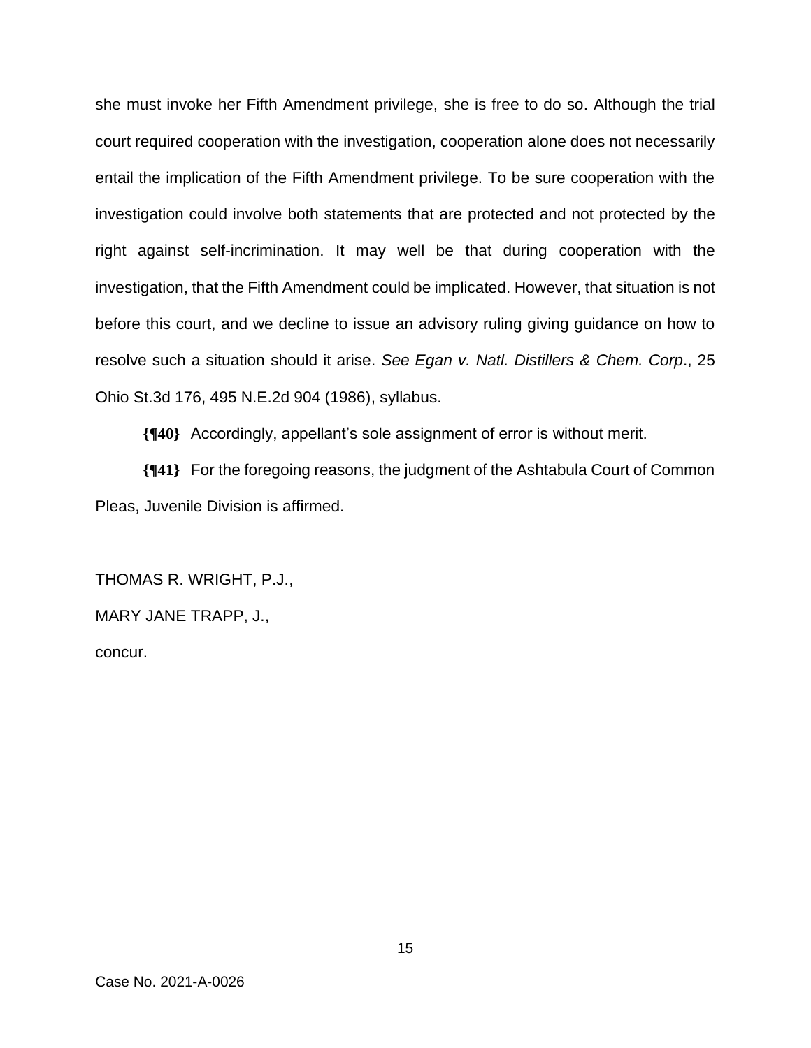she must invoke her Fifth Amendment privilege, she is free to do so. Although the trial court required cooperation with the investigation, cooperation alone does not necessarily entail the implication of the Fifth Amendment privilege. To be sure cooperation with the investigation could involve both statements that are protected and not protected by the right against self-incrimination. It may well be that during cooperation with the investigation, that the Fifth Amendment could be implicated. However, that situation is not before this court, and we decline to issue an advisory ruling giving guidance on how to resolve such a situation should it arise. *See Egan v. Natl. Distillers & Chem. Corp*., 25 Ohio St.3d 176, 495 N.E.2d 904 (1986), syllabus.

**{¶40}** Accordingly, appellant's sole assignment of error is without merit.

**{¶41}** For the foregoing reasons, the judgment of the Ashtabula Court of Common Pleas, Juvenile Division is affirmed.

THOMAS R. WRIGHT, P.J.,

MARY JANE TRAPP, J.,

concur.